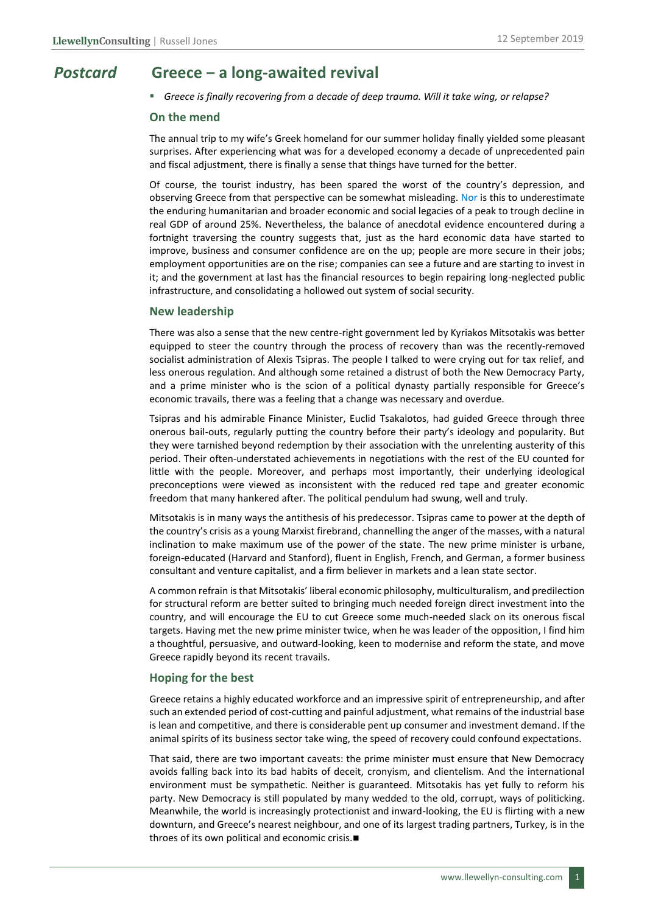# *Postcard* Greece – a long-awaited revival

- *Greece is finally recovering from a decade of deep trauma. Will it take wing, or relapse?*

## On the mend

The annual trip to my wife's Greek homeland for our summer holiday finally yielded some pleasant surprises. After experiencing what was for a developed economy a decade of unprecedented pain and fiscal adjustment, there is finally a sense that things have turned for the better.

Of course, the tourist industry, has been spared the worst of the country's depression, and observing Greece from that perspective can be somewhat misleading. Nor is this to underestimate the enduring humanitarian and broader economic and social legacies of a peak to trough decline in real GDP of around 25%. Nevertheless, the balance of anecdotal evidence encountered during a fortnight traversing the country suggests that, just as the hard economic data have started to improve, business and consumer confidence are on the up; people are more secure in their jobs; employment opportunities are on the rise; companies can see a future and are starting to invest in it; and the government at last has the financial resources to begin repairing long-neglected public infrastructure, and consolidating a hollowed out system of social security.

## New leadership

There was also a sense that the new centre-right government led by Kyriakos Mitsotakis was better equipped to steer the country through the process of recovery than was the recently-removed socialist administration of Alexis Tsipras. The people I talked to were crying out for tax relief, and less onerous regulation. And although some retained a distrust of both the New Democracy Party, and a prime minister who is the scion of a political dynasty partially responsible for Greece's economic travails, there was a feeling that a change was necessary and overdue.

Tsipras and his admirable Finance Minister, Euclid Tsakalotos, had guided Greece through three onerous bail-outs, regularly putting the country before their party's ideology and popularity. But they were tarnished beyond redemption by their association with the unrelenting austerity of this period. Their often-understated achievements in negotiations with the rest of the EU counted for little with the people. Moreover, and perhaps most importantly, their underlying ideological preconceptions were viewed as inconsistent with the reduced red tape and greater economic freedom that many hankered after. The political pendulum had swung, well and truly.

Mitsotakis is in many ways the antithesis of his predecessor. Tsipras came to power at the depth of the country's crisis as a young Marxist firebrand, channelling the anger of the masses, with a natural inclination to make maximum use of the power of the state. The new prime minister is urbane, foreign-educated (Harvard and Stanford), fluent in English, French, and German, a former business consultant and venture capitalist, and a firm believer in markets and a lean state sector.

A common refrain is that Mitsotakis' liberal economic philosophy, multiculturalism, and predilection for structural reform are better suited to bringing much needed foreign direct investment into the country, and will encourage the EU to cut Greece some much-needed slack on its onerous fiscal targets. Having met the new prime minister twice, when he was leader of the opposition, I find him a thoughtful, persuasive, and outward-looking, keen to modernise and reform the state, and move Greece rapidly beyond its recent travails.

## Hoping for the best

Greece retains a highly educated workforce and an impressive spirit of entrepreneurship, and after such an extended period of cost-cutting and painful adjustment, what remains of the industrial base is lean and competitive, and there is considerable pent up consumer and investment demand. If the animal spirits of its business sector take wing, the speed of recovery could confound expectations.

That said, there are two important caveats: the prime minister must ensure that New Democracy avoids falling back into its bad habits of deceit, cronyism, and clientelism. And the international environment must be sympathetic. Neither is guaranteed. Mitsotakis has yet fully to reform his party. New Democracy is still populated by many wedded to the old, corrupt, ways of politicking. Meanwhile, the world is increasingly protectionist and inward-looking, the EU is flirting with a new downturn, and Greece's nearest neighbour, and one of its largest trading partners, Turkey, is in the throes of its own political and economic crisis.■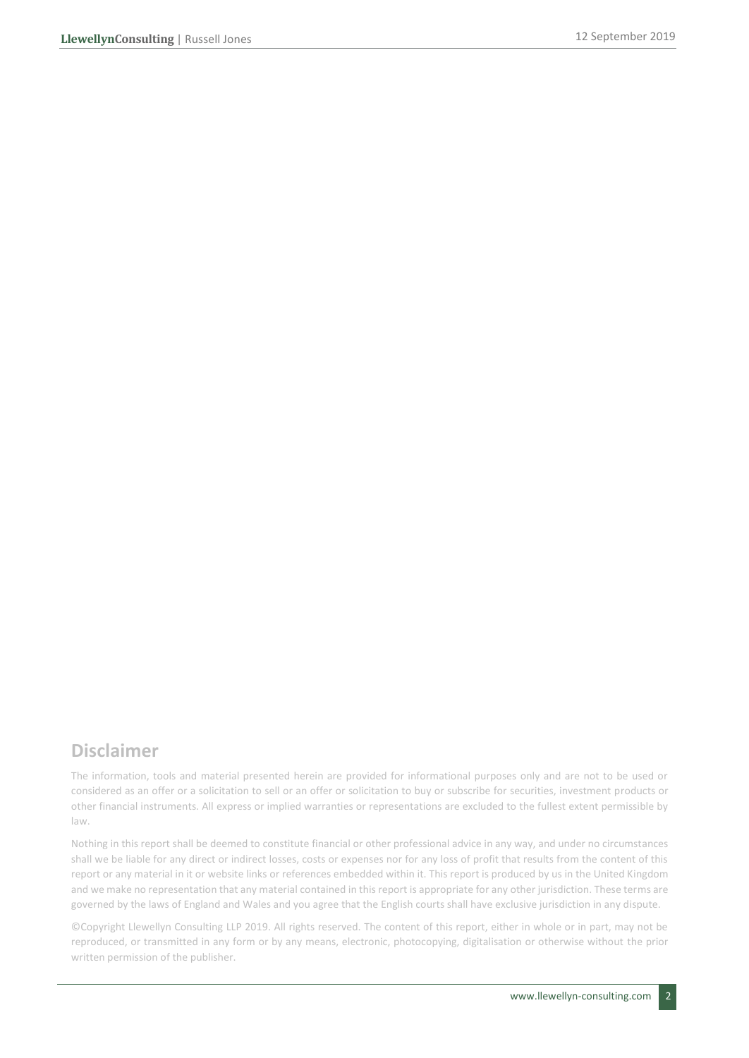## Disclaimer

The information, tools and material presented herein are provided for informational purposes only and are not to be used or considered as an offer or a solicitation to sell or an offer or solicitation to buy or subscribe for securities, investment products or other financial instruments. All express or implied warranties or representations are excluded to the fullest extent permissible by law.

Nothing in this report shall be deemed to constitute financial or other professional advice in any way, and under no circumstances shall we be liable for any direct or indirect losses, costs or expenses nor for any loss of profit that results from the content of this report or any material in it or website links or references embedded within it. This report is produced by us in the United Kingdom and we make no representation that any material contained in this report is appropriate for any other jurisdiction. These terms are governed by the laws of England and Wales and you agree that the English courts shall have exclusive jurisdiction in any dispute.

©Copyright Llewellyn Consulting LLP 2019. All rights reserved. The content of this report, either in whole or in part, may not be reproduced, or transmitted in any form or by any means, electronic, photocopying, digitalisation or otherwise without the prior written permission of the publisher.